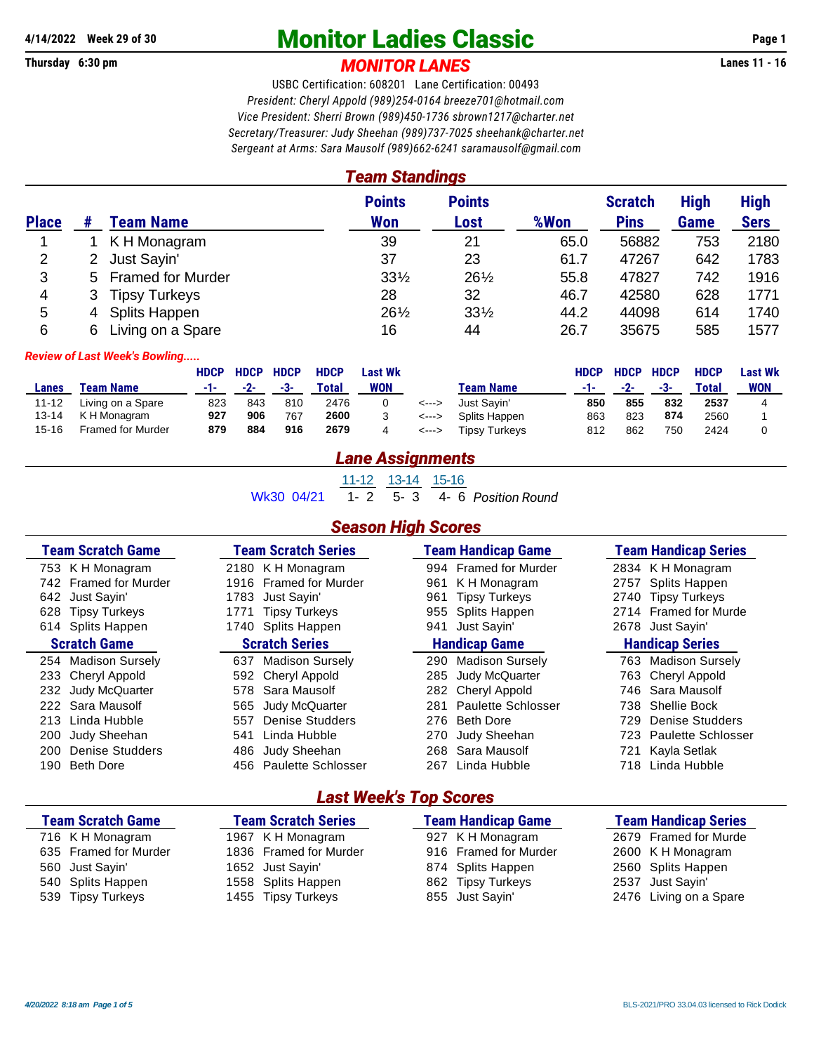4/14/2022 Week 29 of 30

Thursday 6:30 pm

# Monitor Ladies Classic

## MONITOR LANES

Lanes 11 - 16

USBC Certification: 608201 Lane Certification: 00493

*President: Cheryl Appold (989)254-0164 breeze701@hotmail.com*
*Vice President: Sherri Brown (989)450-1736 sbrown1217@charter.net*
*Secretary/Treasurer: Judy Sheehan (989)737-7025 sheehank@charter.net*
*Sergeant at Arms: Sara Mausolf (989)662-6241 saramausolf@gmail.com*

## Team Standings

| Place | # | Team Name | Points Won | Points Lost | %Won | Scratch Pins | High Game | High Sers |
|---|---|---|---|---|---|---|---|---|
| 1 | 1 | K H Monagram | 39 | 21 | 65.0 | 56882 | 753 | 2180 |
| 2 | 2 | Just Sayin' | 37 | 23 | 61.7 | 47267 | 642 | 1783 |
| 3 | 5 | Framed for Murder | 33½ | 26½ | 55.8 | 47827 | 742 | 1916 |
| 4 | 3 | Tipsy Turkeys | 28 | 32 | 46.7 | 42580 | 628 | 1771 |
| 5 | 4 | Splits Happen | 26½ | 33½ | 44.2 | 44098 | 614 | 1740 |
| 6 | 6 | Living on a Spare | 16 | 44 | 26.7 | 35675 | 585 | 1577 |

*Review of Last Week's Bowling.....*

| Lanes | Team Name | HDCP -1- | HDCP -2- | HDCP -3- | HDCP Total | Last Wk WON | | Team Name | HDCP -1- | HDCP -2- | HDCP -3- | HDCP Total | Last Wk WON |
|---|---|---|---|---|---|---|---|---|---|---|---|---|---|
| 11-12 | Living on a Spare | 823 | 843 | 810 | 2476 | 0 | <---> | Just Sayin' | **850** | **855** | **832** | **2537** | 4 |
| 13-14 | K H Monagram | **927** | **906** | 767 | **2600** | 3 | <---> | Splits Happen | 863 | 823 | **874** | 2560 | 1 |
| 15-16 | Framed for Murder | **879** | **884** | **916** | **2679** | 4 | <---> | Tipsy Turkeys | 812 | 862 | 750 | 2424 | 0 |

## Lane Assignments

| | 11-12 | 13-14 | 15-16 | |
|---|---|---|---|---|
| Wk30 04/21 | 1- 2 | 5- 3 | 4- 6 | *Position Round* |

## Season High Scores

| Team Scratch Game | | Team Scratch Series | | Team Handicap Game | | Team Handicap Series | |
|---|---|---|---|---|---|---|---|
| 753 | K H Monagram | 2180 | K H Monagram | 994 | Framed for Murder | 2834 | K H Monagram |
| 742 | Framed for Murder | 1916 | Framed for Murder | 961 | K H Monagram | 2757 | Splits Happen |
| 642 | Just Sayin' | 1783 | Just Sayin' | 961 | Tipsy Turkeys | 2740 | Tipsy Turkeys |
| 628 | Tipsy Turkeys | 1771 | Tipsy Turkeys | 955 | Splits Happen | 2714 | Framed for Murde |
| 614 | Splits Happen | 1740 | Splits Happen | 941 | Just Sayin' | 2678 | Just Sayin' |

| Scratch Game | | Scratch Series | | Handicap Game | | Handicap Series | |
|---|---|---|---|---|---|---|---|
| 254 | Madison Sursely | 637 | Madison Sursely | 290 | Madison Sursely | 763 | Madison Sursely |
| 233 | Cheryl Appold | 592 | Cheryl Appold | 285 | Judy McQuarter | 763 | Cheryl Appold |
| 232 | Judy McQuarter | 578 | Sara Mausolf | 282 | Cheryl Appold | 746 | Sara Mausolf |
| 222 | Sara Mausolf | 565 | Judy McQuarter | 281 | Paulette Schlosser | 738 | Shellie Bock |
| 213 | Linda Hubble | 557 | Denise Studders | 276 | Beth Dore | 729 | Denise Studders |
| 200 | Judy Sheehan | 541 | Linda Hubble | 270 | Judy Sheehan | 723 | Paulette Schlosser |
| 200 | Denise Studders | 486 | Judy Sheehan | 268 | Sara Mausolf | 721 | Kayla Setlak |
| 190 | Beth Dore | 456 | Paulette Schlosser | 267 | Linda Hubble | 718 | Linda Hubble |

## Last Week's Top Scores

| Team Scratch Game | | Team Scratch Series | | Team Handicap Game | | Team Handicap Series | |
|---|---|---|---|---|---|---|---|
| 716 | K H Monagram | 1967 | K H Monagram | 927 | K H Monagram | 2679 | Framed for Murde |
| 635 | Framed for Murder | 1836 | Framed for Murder | 916 | Framed for Murder | 2600 | K H Monagram |
| 560 | Just Sayin' | 1652 | Just Sayin' | 874 | Splits Happen | 2560 | Splits Happen |
| 540 | Splits Happen | 1558 | Splits Happen | 862 | Tipsy Turkeys | 2537 | Just Sayin' |
| 539 | Tipsy Turkeys | 1455 | Tipsy Turkeys | 855 | Just Sayin' | 2476 | Living on a Spare |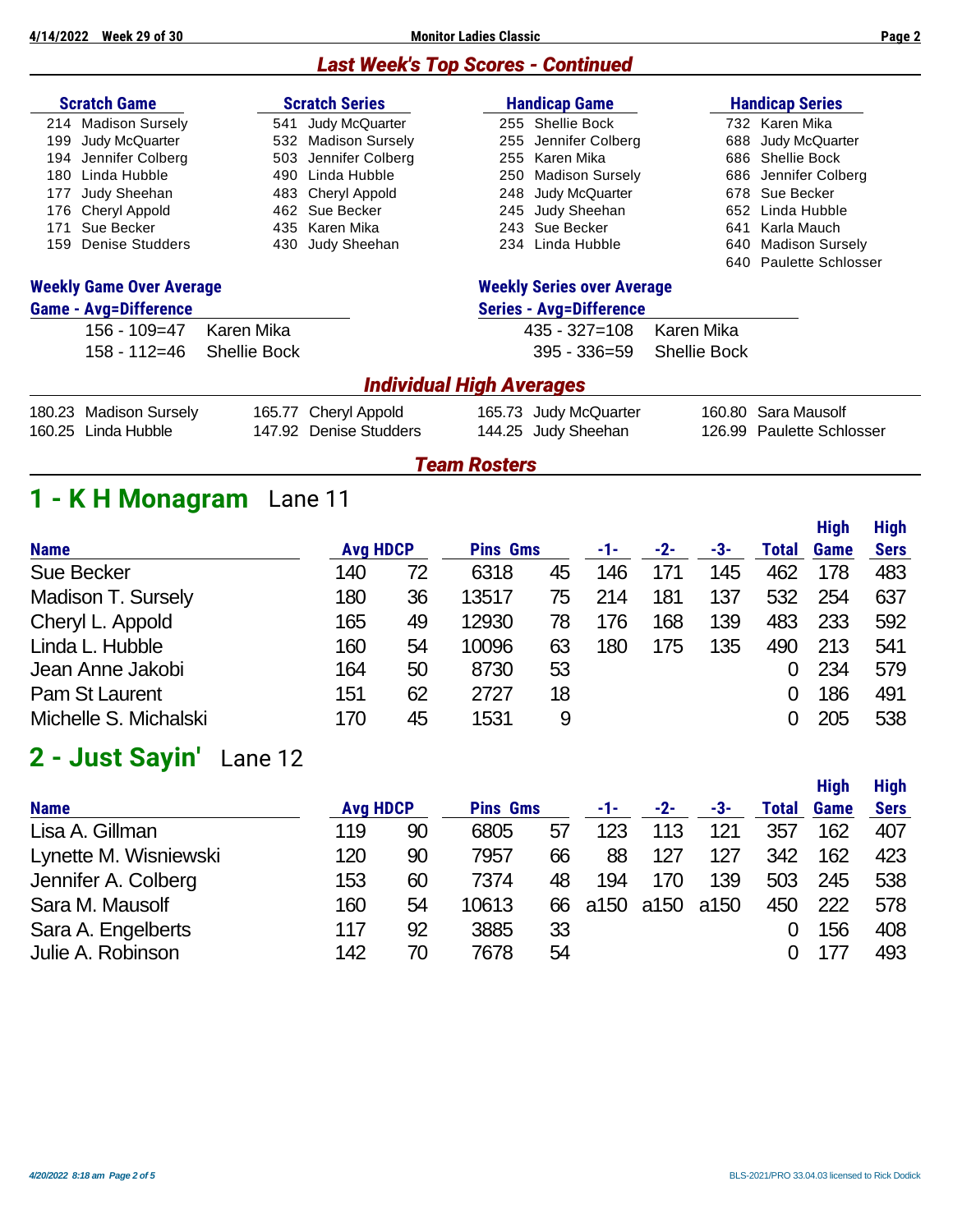## Last Week's Top Scores - Continued

| Scratch Game | | Scratch Series | | Handicap Game | | Handicap Series | |
|---|---|---|---|---|---|---|---|
| 214 | Madison Sursely | 541 | Judy McQuarter | 255 | Shellie Bock | 732 | Karen Mika |
| 199 | Judy McQuarter | 532 | Madison Sursely | 255 | Jennifer Colberg | 688 | Judy McQuarter |
| 194 | Jennifer Colberg | 503 | Jennifer Colberg | 255 | Karen Mika | 686 | Shellie Bock |
| 180 | Linda Hubble | 490 | Linda Hubble | 250 | Madison Sursely | 686 | Jennifer Colberg |
| 177 | Judy Sheehan | 483 | Cheryl Appold | 248 | Judy McQuarter | 678 | Sue Becker |
| 176 | Cheryl Appold | 462 | Sue Becker | 245 | Judy Sheehan | 652 | Linda Hubble |
| 171 | Sue Becker | 435 | Karen Mika | 243 | Sue Becker | 641 | Karla Mauch |
| 159 | Denise Studders | 430 | Judy Sheehan | 234 | Linda Hubble | 640 | Madison Sursely |
| | | | | | | 640 | Paulette Schlosser |

### Weekly Game Over Average

**Game - Avg=Difference**

| | |
|---|---|
| 156 - 109=47 | Karen Mika |
| 158 - 112=46 | Shellie Bock |

### Weekly Series over Average

**Series - Avg=Difference**

| | |
|---|---|
| 435 - 327=108 | Karen Mika |
| 395 - 336=59 | Shellie Bock |

## Individual High Averages

| | | | | | | | |
|---|---|---|---|---|---|---|---|
| 180.23 | Madison Sursely | 165.77 | Cheryl Appold | 165.73 | Judy McQuarter | 160.80 | Sara Mausolf |
| 160.25 | Linda Hubble | 147.92 | Denise Studders | 144.25 | Judy Sheehan | 126.99 | Paulette Schlosser |

## Team Rosters

# 1 - K H Monagram Lane 11

| Name | Avg | HDCP | Pins | Gms | -1- | -2- | -3- | Total | High Game | High Sers |
|---|---|---|---|---|---|---|---|---|---|---|
| Sue Becker | 140 | 72 | 6318 | 45 | 146 | 171 | 145 | 462 | 178 | 483 |
| Madison T. Sursely | 180 | 36 | 13517 | 75 | 214 | 181 | 137 | 532 | 254 | 637 |
| Cheryl L. Appold | 165 | 49 | 12930 | 78 | 176 | 168 | 139 | 483 | 233 | 592 |
| Linda L. Hubble | 160 | 54 | 10096 | 63 | 180 | 175 | 135 | 490 | 213 | 541 |
| Jean Anne Jakobi | 164 | 50 | 8730 | 53 | | | | 0 | 234 | 579 |
| Pam St Laurent | 151 | 62 | 2727 | 18 | | | | 0 | 186 | 491 |
| Michelle S. Michalski | 170 | 45 | 1531 | 9 | | | | 0 | 205 | 538 |

# 2 - Just Sayin' Lane 12

| Name | Avg | HDCP | Pins | Gms | -1- | -2- | -3- | Total | High Game | High Sers |
|---|---|---|---|---|---|---|---|---|---|---|
| Lisa A. Gillman | 119 | 90 | 6805 | 57 | 123 | 113 | 121 | 357 | 162 | 407 |
| Lynette M. Wisniewski | 120 | 90 | 7957 | 66 | 88 | 127 | 127 | 342 | 162 | 423 |
| Jennifer A. Colberg | 153 | 60 | 7374 | 48 | 194 | 170 | 139 | 503 | 245 | 538 |
| Sara M. Mausolf | 160 | 54 | 10613 | 66 | a150 | a150 | a150 | 450 | 222 | 578 |
| Sara A. Engelberts | 117 | 92 | 3885 | 33 | | | | 0 | 156 | 408 |
| Julie A. Robinson | 142 | 70 | 7678 | 54 | | | | 0 | 177 | 493 |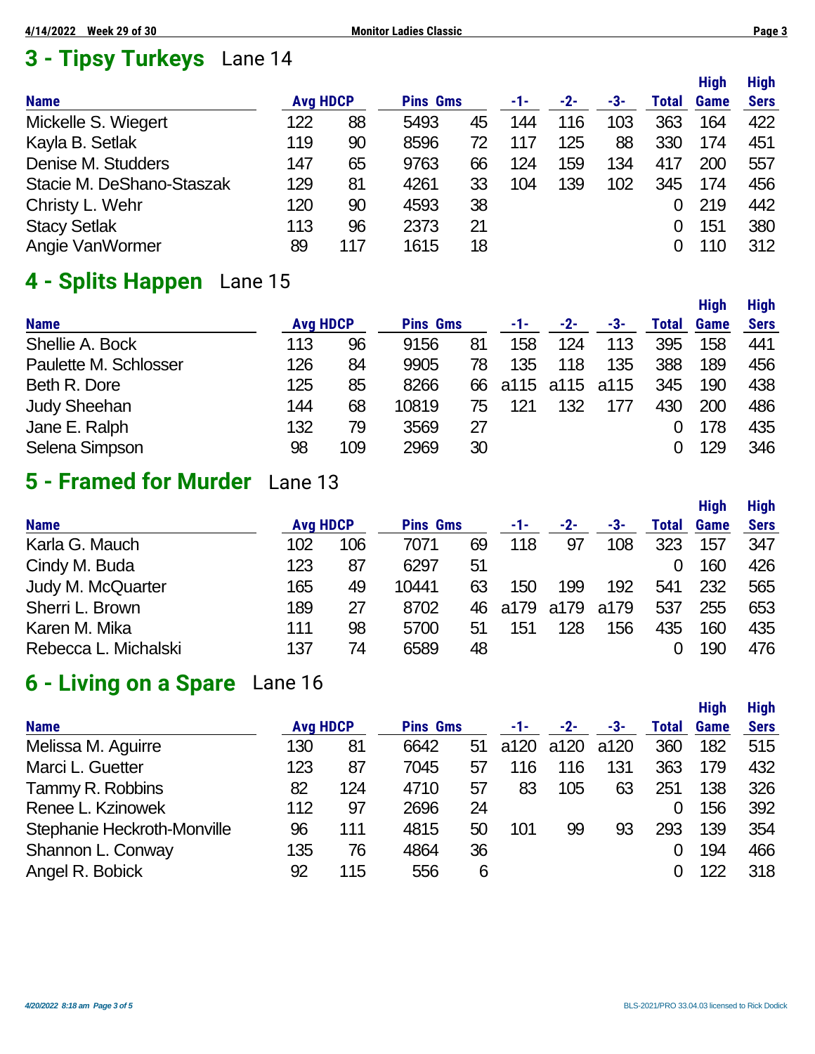## 3 - Tipsy Turkeys Lane 14

| Name | Avg | HDCP | Pins | Gms | -1- | -2- | -3- | Total | High Game | High Sers |
|---|---|---|---|---|---|---|---|---|---|---|
| Mickelle S. Wiegert | 122 | 88 | 5493 | 45 | 144 | 116 | 103 | 363 | 164 | 422 |
| Kayla B. Setlak | 119 | 90 | 8596 | 72 | 117 | 125 | 88 | 330 | 174 | 451 |
| Denise M. Studders | 147 | 65 | 9763 | 66 | 124 | 159 | 134 | 417 | 200 | 557 |
| Stacie M. DeShano-Staszak | 129 | 81 | 4261 | 33 | 104 | 139 | 102 | 345 | 174 | 456 |
| Christy L. Wehr | 120 | 90 | 4593 | 38 | | | | 0 | 219 | 442 |
| Stacy Setlak | 113 | 96 | 2373 | 21 | | | | 0 | 151 | 380 |
| Angie VanWormer | 89 | 117 | 1615 | 18 | | | | 0 | 110 | 312 |

## 4 - Splits Happen Lane 15

| Name | Avg | HDCP | Pins | Gms | -1- | -2- | -3- | Total | High Game | High Sers |
|---|---|---|---|---|---|---|---|---|---|---|
| Shellie A. Bock | 113 | 96 | 9156 | 81 | 158 | 124 | 113 | 395 | 158 | 441 |
| Paulette M. Schlosser | 126 | 84 | 9905 | 78 | 135 | 118 | 135 | 388 | 189 | 456 |
| Beth R. Dore | 125 | 85 | 8266 | 66 | a115 | a115 | a115 | 345 | 190 | 438 |
| Judy Sheehan | 144 | 68 | 10819 | 75 | 121 | 132 | 177 | 430 | 200 | 486 |
| Jane E. Ralph | 132 | 79 | 3569 | 27 | | | | 0 | 178 | 435 |
| Selena Simpson | 98 | 109 | 2969 | 30 | | | | 0 | 129 | 346 |

## 5 - Framed for Murder Lane 13

| Name | Avg | HDCP | Pins | Gms | -1- | -2- | -3- | Total | High Game | High Sers |
|---|---|---|---|---|---|---|---|---|---|---|
| Karla G. Mauch | 102 | 106 | 7071 | 69 | 118 | 97 | 108 | 323 | 157 | 347 |
| Cindy M. Buda | 123 | 87 | 6297 | 51 | | | | 0 | 160 | 426 |
| Judy M. McQuarter | 165 | 49 | 10441 | 63 | 150 | 199 | 192 | 541 | 232 | 565 |
| Sherri L. Brown | 189 | 27 | 8702 | 46 | a179 | a179 | a179 | 537 | 255 | 653 |
| Karen M. Mika | 111 | 98 | 5700 | 51 | 151 | 128 | 156 | 435 | 160 | 435 |
| Rebecca L. Michalski | 137 | 74 | 6589 | 48 | | | | 0 | 190 | 476 |

## 6 - Living on a Spare Lane 16

| Name | Avg | HDCP | Pins | Gms | -1- | -2- | -3- | Total | High Game | High Sers |
|---|---|---|---|---|---|---|---|---|---|---|
| Melissa M. Aguirre | 130 | 81 | 6642 | 51 | a120 | a120 | a120 | 360 | 182 | 515 |
| Marci L. Guetter | 123 | 87 | 7045 | 57 | 116 | 116 | 131 | 363 | 179 | 432 |
| Tammy R. Robbins | 82 | 124 | 4710 | 57 | 83 | 105 | 63 | 251 | 138 | 326 |
| Renee L. Kzinowek | 112 | 97 | 2696 | 24 | | | | 0 | 156 | 392 |
| Stephanie Heckroth-Monville | 96 | 111 | 4815 | 50 | 101 | 99 | 93 | 293 | 139 | 354 |
| Shannon L. Conway | 135 | 76 | 4864 | 36 | | | | 0 | 194 | 466 |
| Angel R. Bobick | 92 | 115 | 556 | 6 | | | | 0 | 122 | 318 |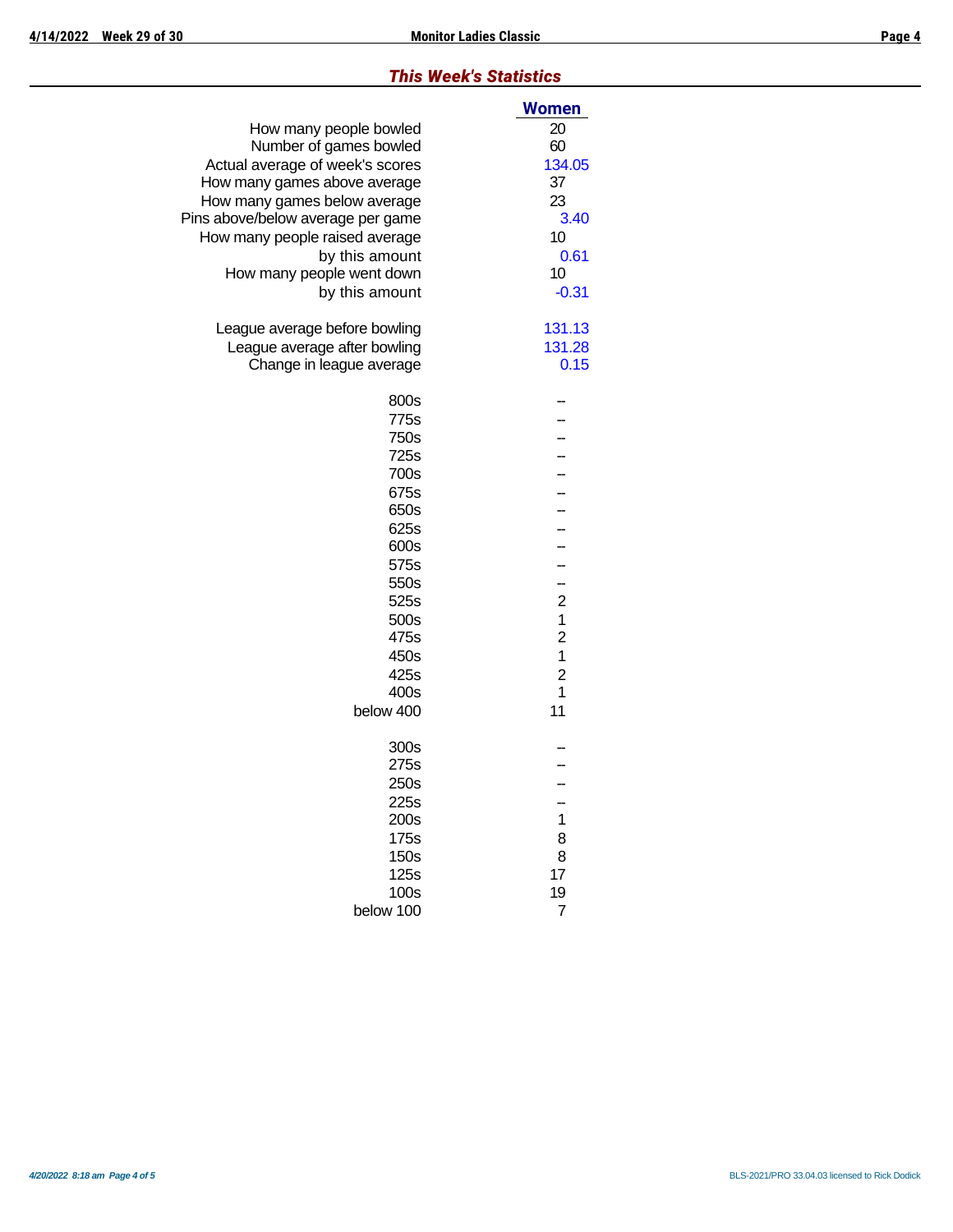## *This Week's Statistics*

| | Women |
|---|---|
| How many people bowled | 20 |
| Number of games bowled | 60 |
| Actual average of week's scores | 134.05 |
| How many games above average | 37 |
| How many games below average | 23 |
| Pins above/below average per game | 3.40 |
| How many people raised average | 10 |
| by this amount | 0.61 |
| How many people went down | 10 |
| by this amount | -0.31 |
| | |
| League average before bowling | 131.13 |
| League average after bowling | 131.28 |
| Change in league average | 0.15 |
| | |
| 800s | -- |
| 775s | -- |
| 750s | -- |
| 725s | -- |
| 700s | -- |
| 675s | -- |
| 650s | -- |
| 625s | -- |
| 600s | -- |
| 575s | -- |
| 550s | -- |
| 525s | 2 |
| 500s | 1 |
| 475s | 2 |
| 450s | 1 |
| 425s | 2 |
| 400s | 1 |
| below 400 | 11 |
| | |
| 300s | -- |
| 275s | -- |
| 250s | -- |
| 225s | -- |
| 200s | 1 |
| 175s | 8 |
| 150s | 8 |
| 125s | 17 |
| 100s | 19 |
| below 100 | 7 |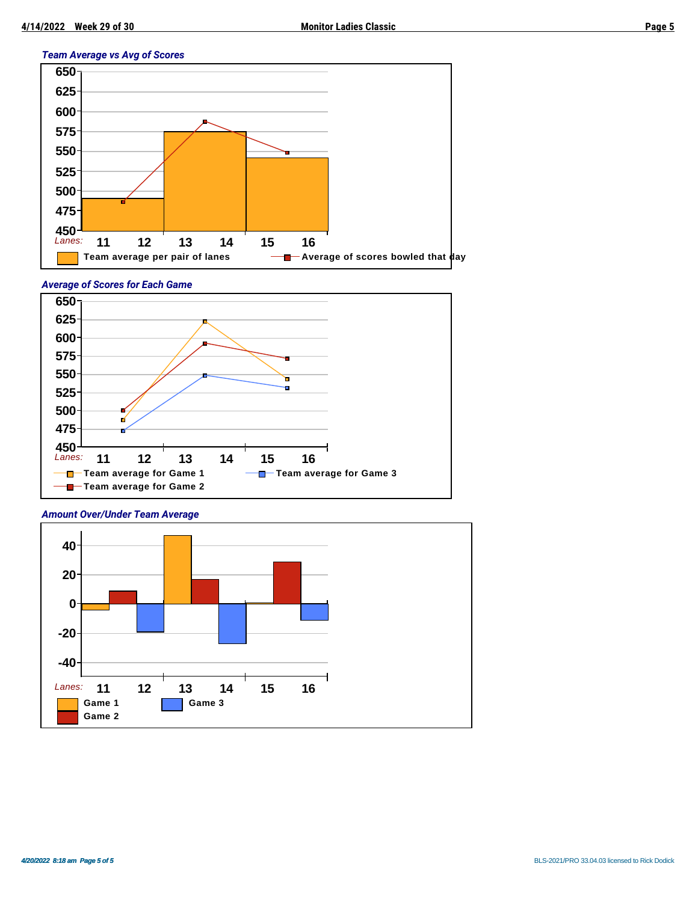### *Team Average vs Avg of Scores*

650
625
600
575
550
525
500
475
450

Lanes: 11 12 13 14 15 16

Team average per pair of lanes
Average of scores bowled that day

### *Average of Scores for Each Game*

650
625
600
575
550
525
500
475
450

Lanes: 11 12 13 14 15 16

Team average for Game 1
Team average for Game 3
Team average for Game 2

### *Amount Over/Under Team Average*

40
20
0
-20
-40

Lanes: 11 12 13 14 15 16

Game 1
Game 3
Game 2